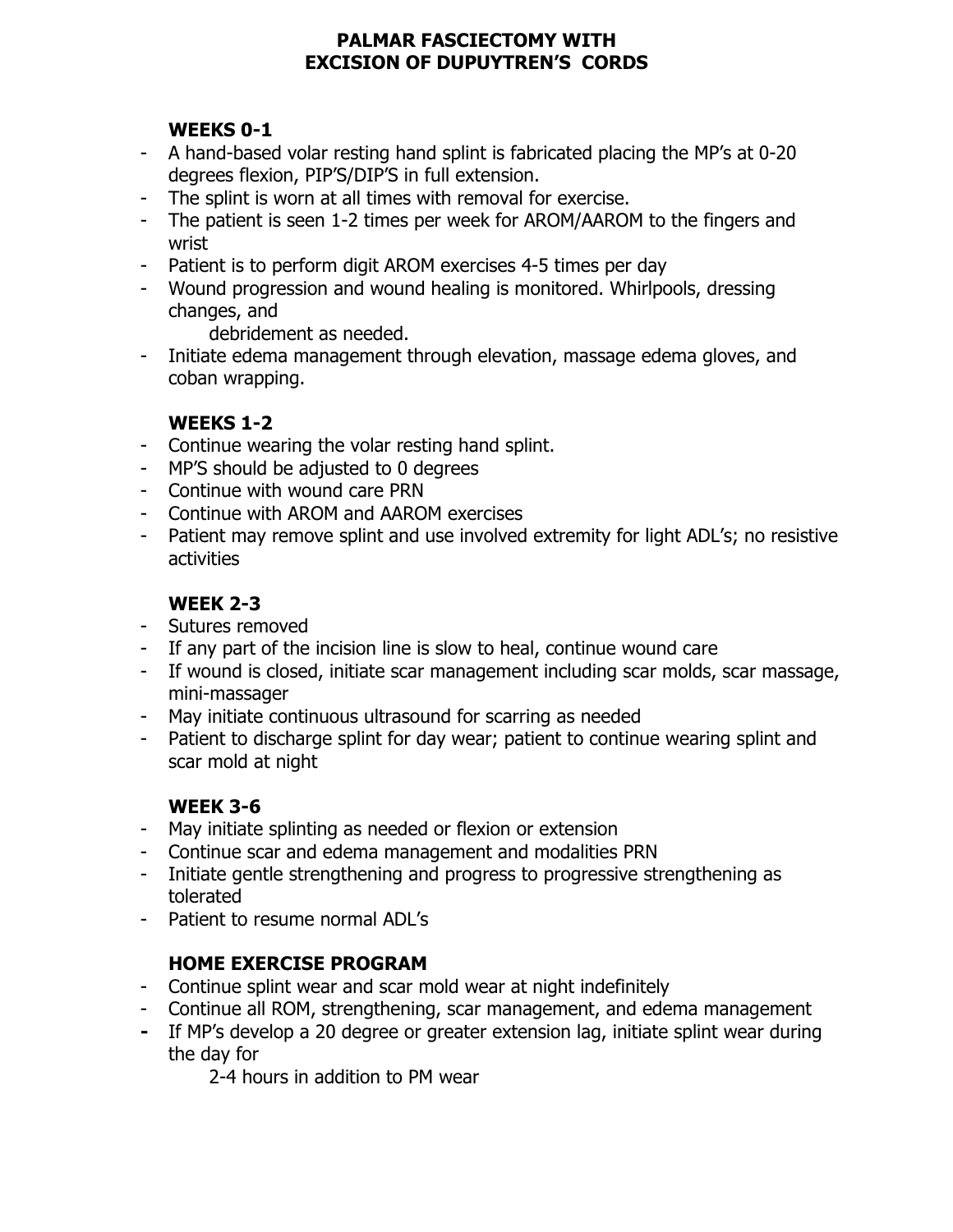# PALMAR FASCIECTOMY WITH EXCISION OF DUPUYTREN'S CORDS

## WEEKS 0-1

- A hand-based volar resting hand splint is fabricated placing the MP's at 0-20 degrees flexion, PIP'S/DIP'S in full extension.
- The splint is worn at all times with removal for exercise.
- The patient is seen 1-2 times per week for AROM/AAROM to the fingers and wrist
- Patient is to perform digit AROM exercises 4-5 times per day
- Wound progression and wound healing is monitored. Whirlpools, dressing changes, and debridement as needed.
- Initiate edema management through elevation, massage edema gloves, and coban wrapping.

## WEEKS 1-2

- Continue wearing the volar resting hand splint.
- MP'S should be adjusted to 0 degrees
- Continue with wound care PRN
- Continue with AROM and AAROM exercises
- Patient may remove splint and use involved extremity for light ADL's; no resistive activities

## WEEK 2-3

- Sutures removed
- If any part of the incision line is slow to heal, continue wound care
- If wound is closed, initiate scar management including scar molds, scar massage, mini-massager
- May initiate continuous ultrasound for scarring as needed
- Patient to discharge splint for day wear; patient to continue wearing splint and scar mold at night

## WEEK 3-6

- May initiate splinting as needed or flexion or extension
- Continue scar and edema management and modalities PRN
- Initiate gentle strengthening and progress to progressive strengthening as tolerated
- Patient to resume normal ADL's

## HOME EXERCISE PROGRAM

- Continue splint wear and scar mold wear at night indefinitely
- Continue all ROM, strengthening, scar management, and edema management
- If MP's develop a 20 degree or greater extension lag, initiate splint wear during the day for 2-4 hours in addition to PM wear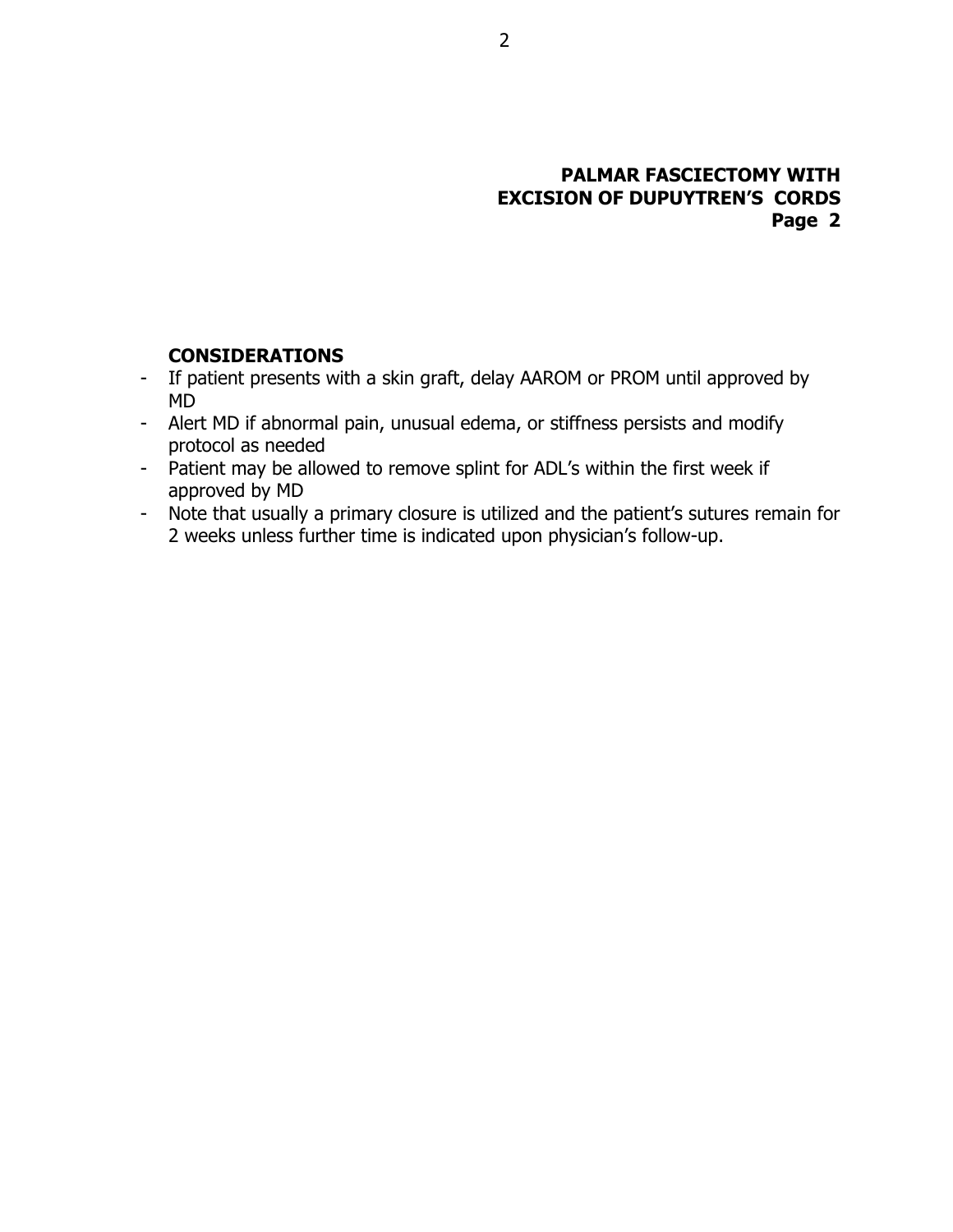**CONSIDERATIONS**

- If patient presents with a skin graft, delay AAROM or PROM until approved by MD
- Alert MD if abnormal pain, unusual edema, or stiffness persists and modify protocol as needed
- Patient may be allowed to remove splint for ADL's within the first week if approved by MD
- Note that usually a primary closure is utilized and the patient's sutures remain for 2 weeks unless further time is indicated upon physician's follow-up.